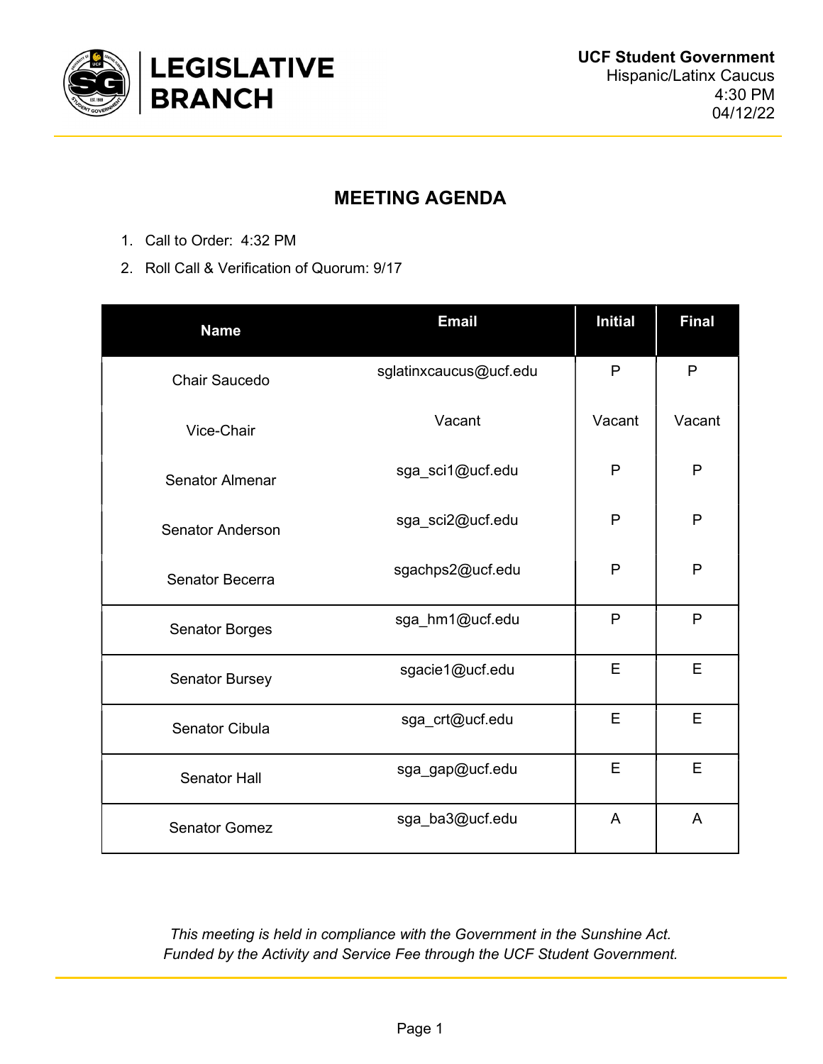**LEGISLATIVE BRANCH**

**UCF Student Government**
Hispanic/Latinx Caucus
4:30 PM
04/12/22

## MEETING AGENDA

1. Call to Order: 4:32 PM
2. Roll Call & Verification of Quorum: 9/17

| Name | Email | Initial | Final |
|---|---|---|---|
| Chair Saucedo | sglatinxcaucus@ucf.edu | P | P |
| Vice-Chair | Vacant | Vacant | Vacant |
| Senator Almenar | sga_sci1@ucf.edu | P | P |
| Senator Anderson | sga_sci2@ucf.edu | P | P |
| Senator Becerra | sgachps2@ucf.edu | P | P |
| Senator Borges | sga_hm1@ucf.edu | P | P |
| Senator Bursey | sgacie1@ucf.edu | E | E |
| Senator Cibula | sga_crt@ucf.edu | E | E |
| Senator Hall | sga_gap@ucf.edu | E | E |
| Senator Gomez | sga_ba3@ucf.edu | A | A |

*This meeting is held in compliance with the Government in the Sunshine Act.*
*Funded by the Activity and Service Fee through the UCF Student Government.*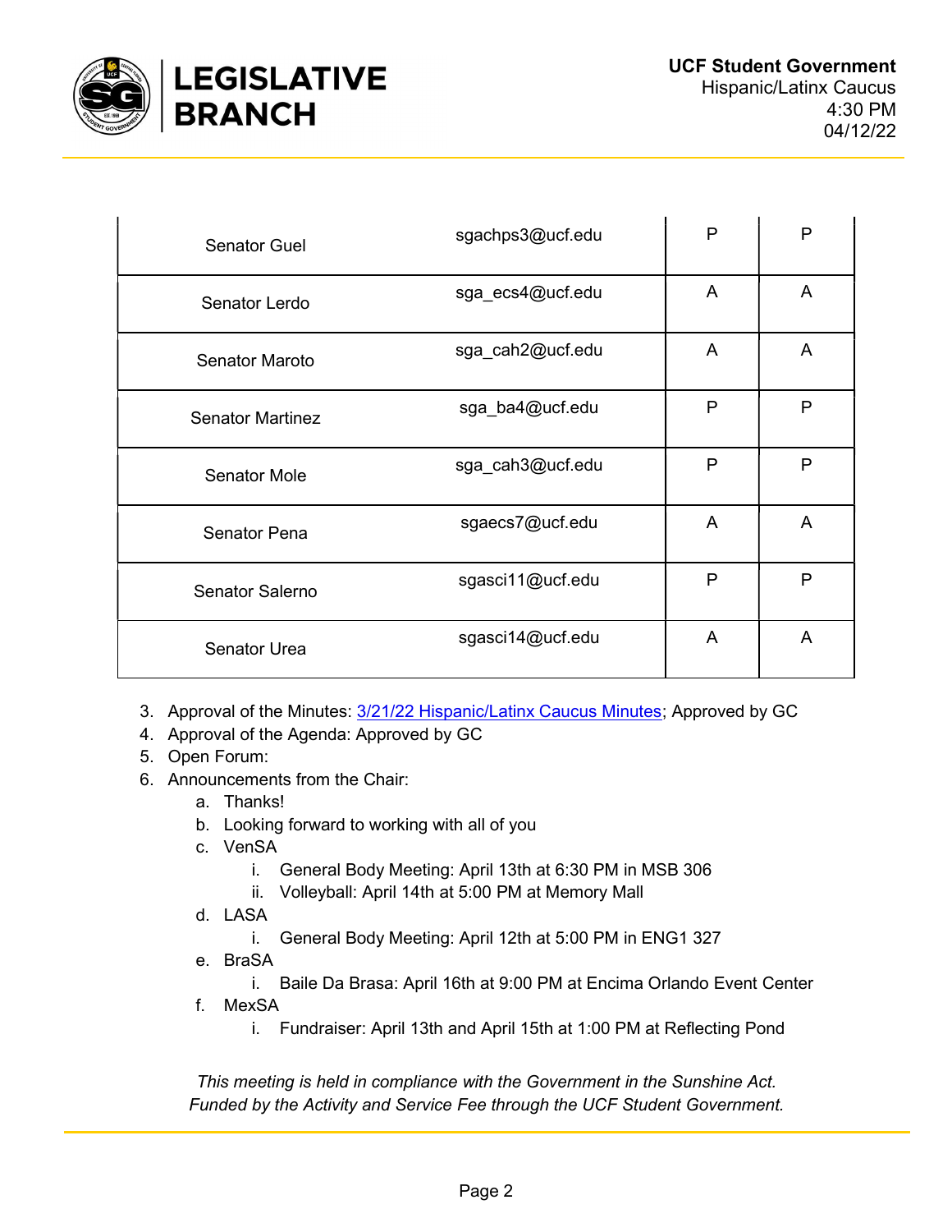| | | | |
|---|---|---|---|
| Senator Guel | sgachps3@ucf.edu | P | P |
| Senator Lerdo | sga_ecs4@ucf.edu | A | A |
| Senator Maroto | sga_cah2@ucf.edu | A | A |
| Senator Martinez | sga_ba4@ucf.edu | P | P |
| Senator Mole | sga_cah3@ucf.edu | P | P |
| Senator Pena | sgaecs7@ucf.edu | A | A |
| Senator Salerno | sgasci11@ucf.edu | P | P |
| Senator Urea | sgasci14@ucf.edu | A | A |

3. Approval of the Minutes: [3/21/22 Hispanic/Latinx Caucus Minutes](); Approved by GC
4. Approval of the Agenda: Approved by GC
5. Open Forum:
6. Announcements from the Chair:
   a. Thanks!
   b. Looking forward to working with all of you
   c. VenSA
      i. General Body Meeting: April 13th at 6:30 PM in MSB 306
      ii. Volleyball: April 14th at 5:00 PM at Memory Mall
   d. LASA
      i. General Body Meeting: April 12th at 5:00 PM in ENG1 327
   e. BraSA
      i. Baile Da Brasa: April 16th at 9:00 PM at Encima Orlando Event Center
   f. MexSA
      i. Fundraiser: April 13th and April 15th at 1:00 PM at Reflecting Pond

*This meeting is held in compliance with the Government in the Sunshine Act.*
*Funded by the Activity and Service Fee through the UCF Student Government.*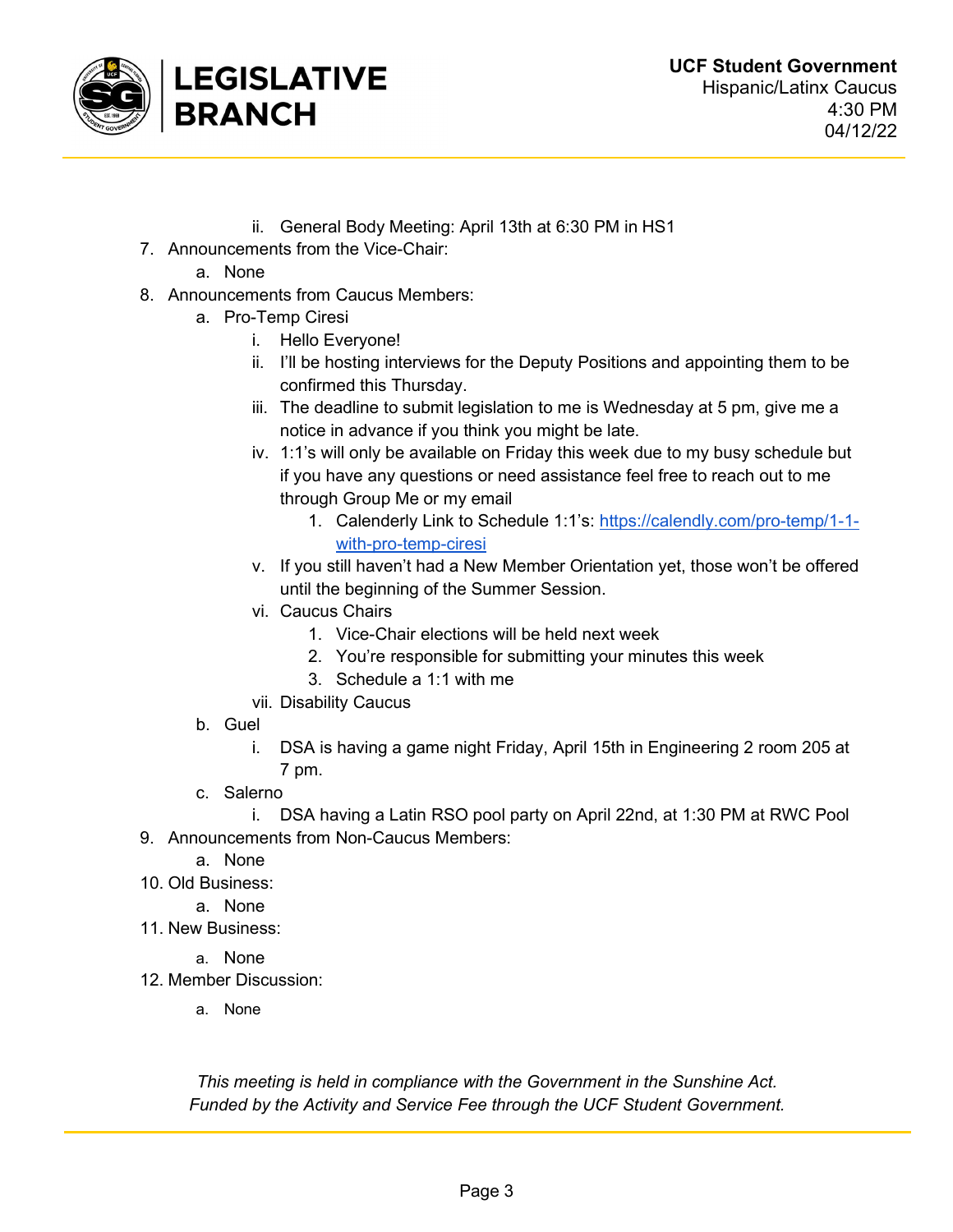ii. General Body Meeting: April 13th at 6:30 PM in HS1

7. Announcements from the Vice-Chair:
   a. None
8. Announcements from Caucus Members:
   a. Pro-Temp Ciresi
      i. Hello Everyone!
      ii. I'll be hosting interviews for the Deputy Positions and appointing them to be confirmed this Thursday.
      iii. The deadline to submit legislation to me is Wednesday at 5 pm, give me a notice in advance if you think you might be late.
      iv. 1:1's will only be available on Friday this week due to my busy schedule but if you have any questions or need assistance feel free to reach out to me through Group Me or my email
         1. Calenderly Link to Schedule 1:1's: [https://calendly.com/pro-temp/1-1-with-pro-temp-ciresi](https://calendly.com/pro-temp/1-1-with-pro-temp-ciresi)
      v. If you still haven't had a New Member Orientation yet, those won't be offered until the beginning of the Summer Session.
      vi. Caucus Chairs
         1. Vice-Chair elections will be held next week
         2. You're responsible for submitting your minutes this week
         3. Schedule a 1:1 with me
      vii. Disability Caucus
   b. Guel
      i. DSA is having a game night Friday, April 15th in Engineering 2 room 205 at 7 pm.
   c. Salerno
      i. DSA having a Latin RSO pool party on April 22nd, at 1:30 PM at RWC Pool
9. Announcements from Non-Caucus Members:
   a. None
10. Old Business:
    a. None
11. New Business:
    a. None
12. Member Discussion:
    a. None

*This meeting is held in compliance with the Government in the Sunshine Act.*
*Funded by the Activity and Service Fee through the UCF Student Government.*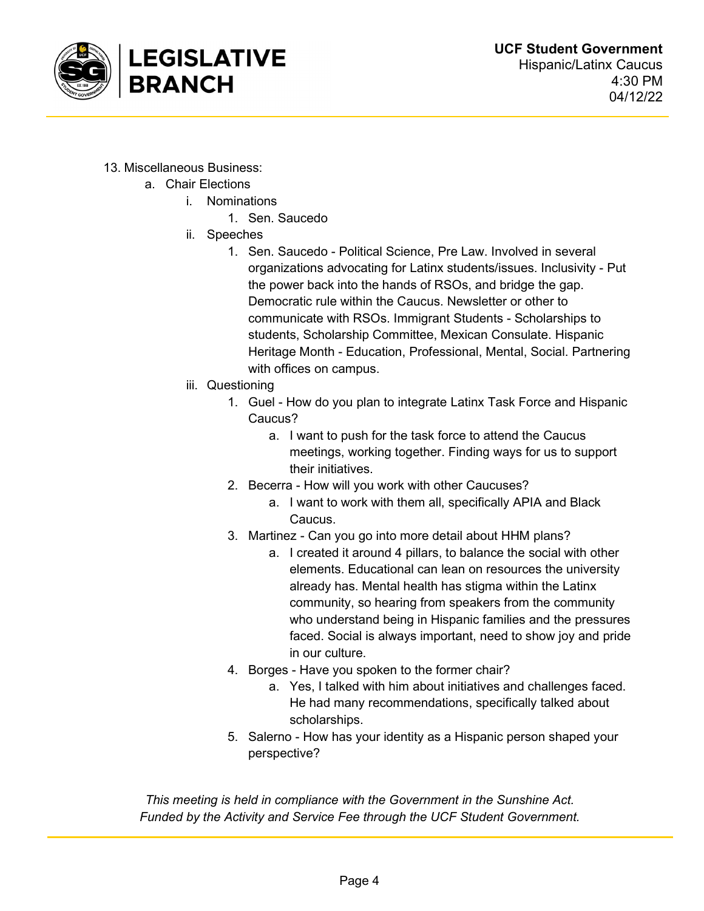13. Miscellaneous Business:
    a. Chair Elections
        i. Nominations
            1. Sen. Saucedo
        ii. Speeches
            1. Sen. Saucedo - Political Science, Pre Law. Involved in several organizations advocating for Latinx students/issues. Inclusivity - Put the power back into the hands of RSOs, and bridge the gap. Democratic rule within the Caucus. Newsletter or other to communicate with RSOs. Immigrant Students - Scholarships to students, Scholarship Committee, Mexican Consulate. Hispanic Heritage Month - Education, Professional, Mental, Social. Partnering with offices on campus.
        iii. Questioning
            1. Guel - How do you plan to integrate Latinx Task Force and Hispanic Caucus?
                a. I want to push for the task force to attend the Caucus meetings, working together. Finding ways for us to support their initiatives.
            2. Becerra - How will you work with other Caucuses?
                a. I want to work with them all, specifically APIA and Black Caucus.
            3. Martinez - Can you go into more detail about HHM plans?
                a. I created it around 4 pillars, to balance the social with other elements. Educational can lean on resources the university already has. Mental health has stigma within the Latinx community, so hearing from speakers from the community who understand being in Hispanic families and the pressures faced. Social is always important, need to show joy and pride in our culture.
            4. Borges - Have you spoken to the former chair?
                a. Yes, I talked with him about initiatives and challenges faced. He had many recommendations, specifically talked about scholarships.
            5. Salerno - How has your identity as a Hispanic person shaped your perspective?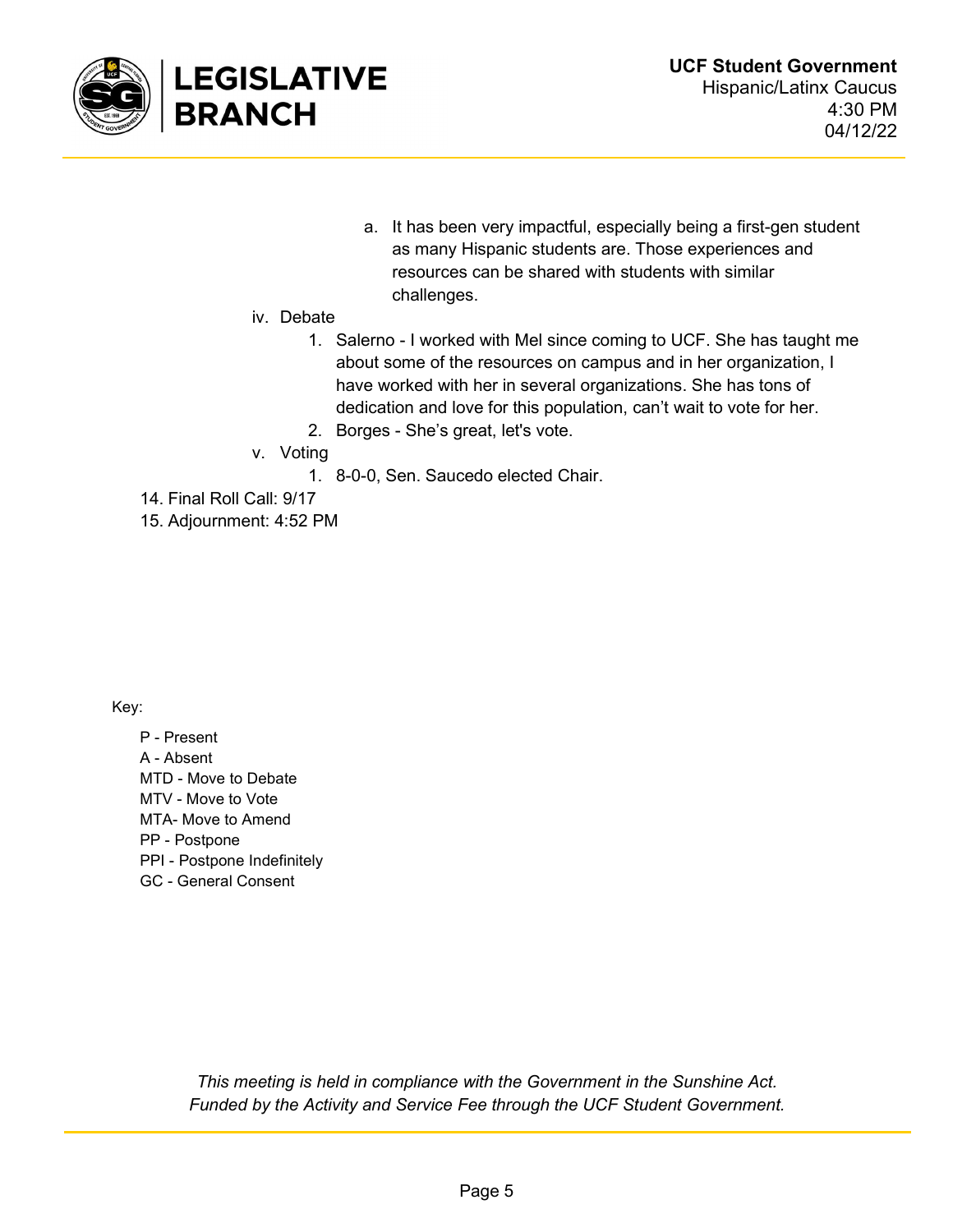a. It has been very impactful, especially being a first-gen student as many Hispanic students are. Those experiences and resources can be shared with students with similar challenges.

iv. Debate

1. Salerno - I worked with Mel since coming to UCF. She has taught me about some of the resources on campus and in her organization, I have worked with her in several organizations. She has tons of dedication and love for this population, can't wait to vote for her.
2. Borges - She's great, let's vote.

v. Voting

1. 8-0-0, Sen. Saucedo elected Chair.

14. Final Roll Call: 9/17
15. Adjournment: 4:52 PM

Key:

- P - Present
- A - Absent
- MTD - Move to Debate
- MTV - Move to Vote
- MTA- Move to Amend
- PP - Postpone
- PPI - Postpone Indefinitely
- GC - General Consent

*This meeting is held in compliance with the Government in the Sunshine Act.*
*Funded by the Activity and Service Fee through the UCF Student Government.*